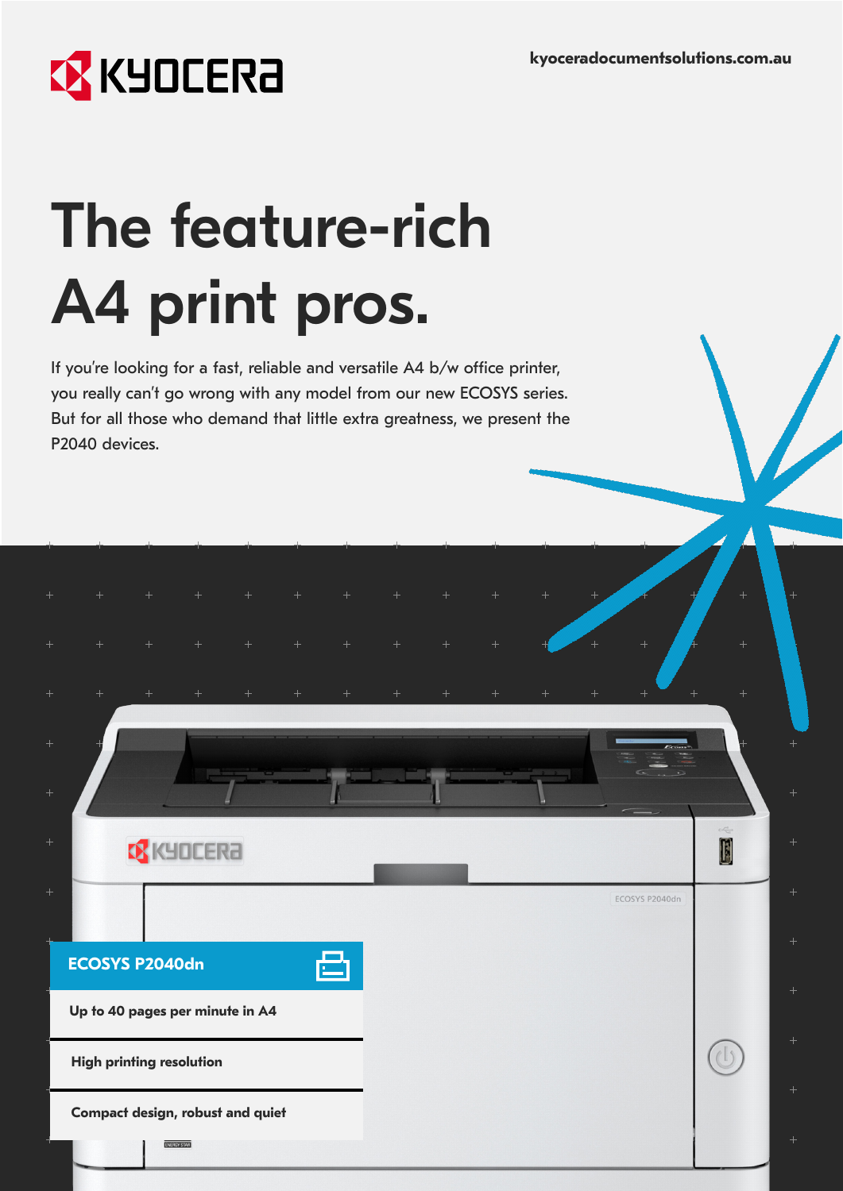kyoceradocumentsolutions.com.au

# The feature-rich A4 print pros.

If you're looking for a fast, reliable and versatile A4 b/w office printer, you really can't go wrong with any model from our new ECOSYS series. But for all those who demand that little extra greatness, we present the P2040 devices.

## ECOSYS P2040dn

- **Up to 40 pages per minute in A4**
- **High printing resolution**
- **Compact design, robust and quiet**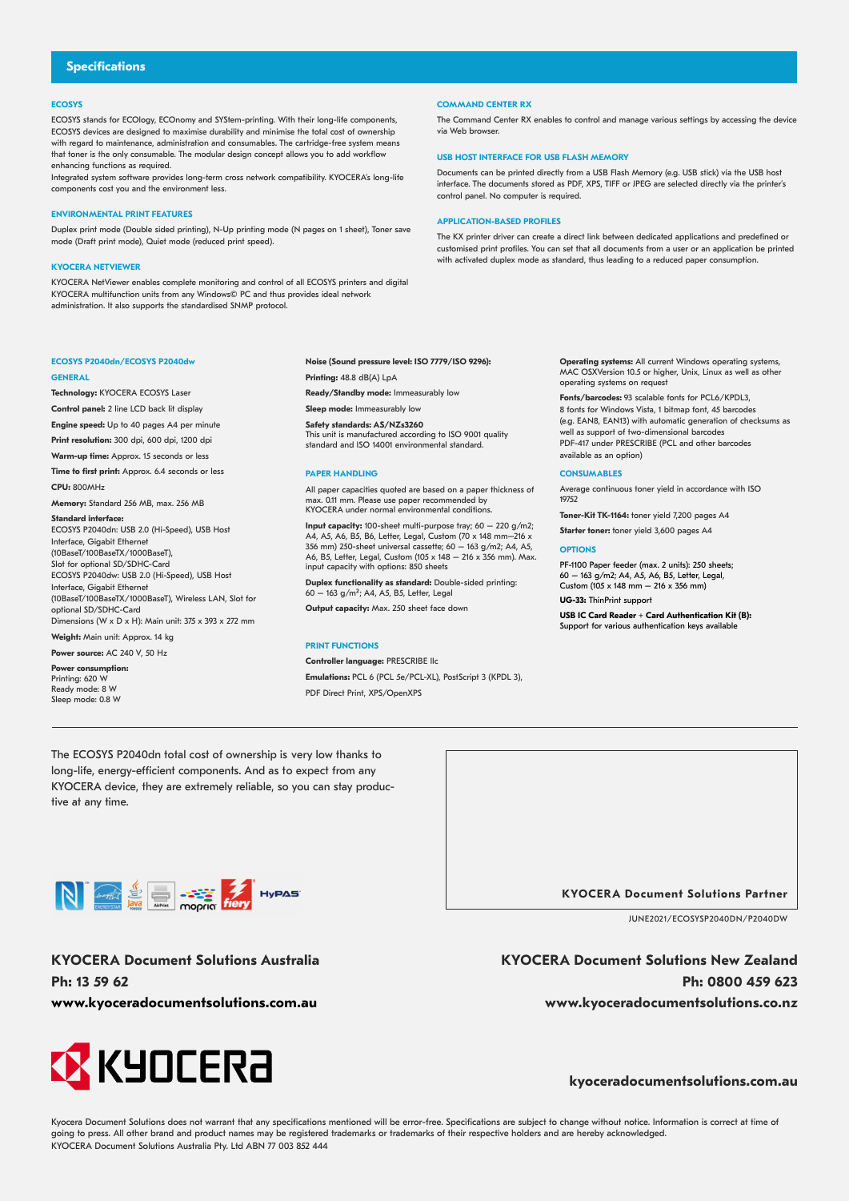## Specifications

### ECOSYS

ECOSYS stands for ECOlogy, ECOnomy and SYStem-printing. With their long-life components, ECOSYS devices are designed to maximise durability and minimise the total cost of ownership with regard to maintenance, administration and consumables. The cartridge-free system means that toner is the only consumable. The modular design concept allows you to add workflow enhancing functions as required.
Integrated system software provides long-term cross network compatibility. KYOCERA's long-life components cost you and the environment less.

### ENVIRONMENTAL PRINT FEATURES

Duplex print mode (Double sided printing), N-Up printing mode (N pages on 1 sheet), Toner save mode (Draft print mode), Quiet mode (reduced print speed).

### KYOCERA NETVIEWER

KYOCERA NetViewer enables complete monitoring and control of all ECOSYS printers and digital KYOCERA multifunction units from any Windows© PC and thus provides ideal network administration. It also supports the standardised SNMP protocol.

### COMMAND CENTER RX

The Command Center RX enables to control and manage various settings by accessing the device via Web browser.

### USB HOST INTERFACE FOR USB FLASH MEMORY

Documents can be printed directly from a USB Flash Memory (e.g. USB stick) via the USB host interface. The documents stored as PDF, XPS, TIFF or JPEG are selected directly via the printer's control panel. No computer is required.

### APPLICATION-BASED PROFILES

The KX printer driver can create a direct link between dedicated applications and predefined or customised print profiles. You can set that all documents from a user or an application be printed with activated duplex mode as standard, thus leading to a reduced paper consumption.

### ECOSYS P2040dn/ECOSYS P2040dw

### GENERAL

**Technology:** KYOCERA ECOSYS Laser

**Control panel:** 2 line LCD back lit display

**Engine speed:** Up to 40 pages A4 per minute

**Print resolution:** 300 dpi, 600 dpi, 1200 dpi

**Warm-up time:** Approx. 15 seconds or less

**Time to first print:** Approx. 6.4 seconds or less

**CPU:** 800MHz

**Memory:** Standard 256 MB, max. 256 MB

**Standard interface:**
ECOSYS P2040dn: USB 2.0 (Hi-Speed), USB Host Interface, Gigabit Ethernet (10BaseT/100BaseTX/1000BaseT), Slot for optional SD/SDHC-Card
ECOSYS P2040dw: USB 2.0 (Hi-Speed), USB Host Interface, Gigabit Ethernet (10BaseT/100BaseTX/1000BaseT), Wireless LAN, Slot for optional SD/SDHC-Card
Dimensions (W x D x H): Main unit: 375 x 393 x 272 mm

**Weight:** Main unit: Approx. 14 kg

**Power source:** AC 240 V, 50 Hz

**Power consumption:**
Printing: 620 W
Ready mode: 8 W
Sleep mode: 0.8 W

**Noise (Sound pressure level: ISO 7779/ISO 9296):**

**Printing:** 48.8 dB(A) LpA

**Ready/Standby mode:** Immeasurably low

**Sleep mode:** Immeasurably low

**Safety standards: AS/NZs3260**
This unit is manufactured according to ISO 9001 quality standard and ISO 14001 environmental standard.

### PAPER HANDLING

All paper capacities quoted are based on a paper thickness of max. 0.11 mm. Please use paper recommended by KYOCERA under normal environmental conditions.

**Input capacity:** 100-sheet multi-purpose tray; 60 – 220 g/m2; A4, A5, A6, B5, B6, Letter, Legal, Custom (70 x 148 mm–216 x 356 mm) 250-sheet universal cassette; 60 – 163 g/m2; A4, A5, A6, B5, Letter, Legal, Custom (105 x 148 – 216 x 356 mm). Max. input capacity with options: 850 sheets

**Duplex functionality as standard:** Double-sided printing: 60 – 163 g/m²; A4, A5, B5, Letter, Legal

**Output capacity:** Max. 250 sheet face down

### PRINT FUNCTIONS

**Controller language:** PRESCRIBE IIc

**Emulations:** PCL 6 (PCL 5e/PCL-XL), PostScript 3 (KPDL 3), PDF Direct Print, XPS/OpenXPS

**Operating systems:** All current Windows operating systems, MAC OSXVersion 10.5 or higher, Unix, Linux as well as other operating systems on request

**Fonts/barcodes:** 93 scalable fonts for PCL6/KPDL3, 8 fonts for Windows Vista, 1 bitmap font, 45 barcodes (e.g. EAN8, EAN13) with automatic generation of checksums as well as support of two-dimensional barcodes PDF-417 under PRESCRIBE (PCL and other barcodes available as an option)

### CONSUMABLES

Average continuous toner yield in accordance with ISO 19752

**Toner-Kit TK-1164:** toner yield 7,200 pages A4

**Starter toner:** toner yield 3,600 pages A4

### OPTIONS

PF-1100 Paper feeder (max. 2 units): 250 sheets; 60 – 163 g/m2; A4, A5, A6, B5, Letter, Legal, Custom (105 x 148 mm – 216 x 356 mm)

**UG-33:** ThinPrint support

**USB IC Card Reader + Card Authentication Kit (B):** Support for various authentication keys available

---

The ECOSYS P2040dn total cost of ownership is very low thanks to long-life, energy-efficient components. And as to expect from any KYOCERA device, they are extremely reliable, so you can stay productive at any time.

**KYOCERA Document Solutions Partner**

JUNE2021/ECOSYSP2040DN/P2040DW

**KYOCERA Document Solutions Australia**
**Ph: 13 59 62**
**www.kyoceradocumentsolutions.com.au**

**KYOCERA Document Solutions New Zealand**
**Ph: 0800 459 623**
**www.kyoceradocumentsolutions.co.nz**

**kyoceradocumentsolutions.com.au**

Kyocera Document Solutions does not warrant that any specifications mentioned will be error-free. Specifications are subject to change without notice. Information is correct at time of going to press. All other brand and product names may be registered trademarks or trademarks of their respective holders and are hereby acknowledged.
KYOCERA Document Solutions Australia Pty. Ltd ABN 77 003 852 444